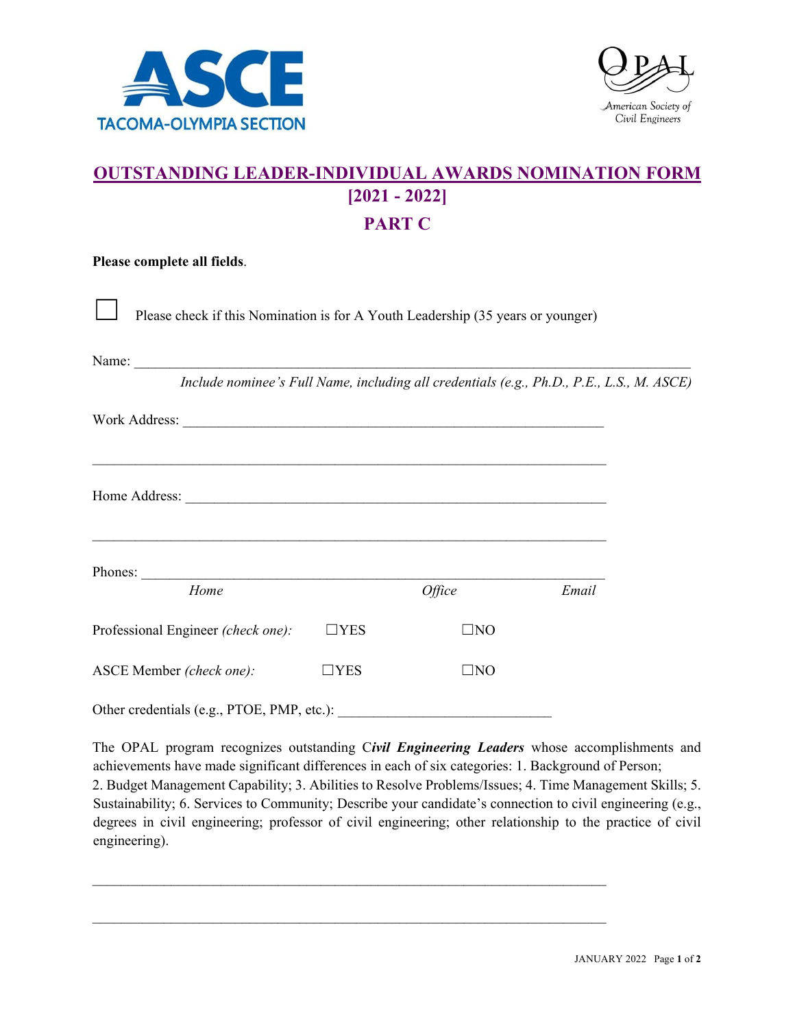ASCE TACOMA-OLYMPIA SECTION

OPAL American Society of Civil Engineers

# OUTSTANDING LEADER-INDIVIDUAL AWARDS NOMINATION FORM [2021 - 2022]

## PART C

**Please complete all fields**.

☐ Please check if this Nomination is for A Youth Leadership (35 years or younger)

Name: \_\_\_\_\_\_\_\_\_\_\_\_\_\_\_\_\_\_\_\_\_\_\_\_\_\_\_\_\_\_\_\_\_\_\_\_\_\_\_\_\_\_\_\_\_\_\_\_\_\_\_\_\_\_\_\_\_\_\_\_

*Include nominee's Full Name, including all credentials (e.g., Ph.D., P.E., L.S., M. ASCE)*

Work Address: \_\_\_\_\_\_\_\_\_\_\_\_\_\_\_\_\_\_\_\_\_\_\_\_\_\_\_\_\_\_\_\_\_\_\_\_\_\_\_\_\_\_\_\_\_\_\_\_\_\_\_\_

\_\_\_\_\_\_\_\_\_\_\_\_\_\_\_\_\_\_\_\_\_\_\_\_\_\_\_\_\_\_\_\_\_\_\_\_\_\_\_\_\_\_\_\_\_\_\_\_\_\_\_\_\_\_\_\_\_\_\_\_\_\_\_\_

Home Address: \_\_\_\_\_\_\_\_\_\_\_\_\_\_\_\_\_\_\_\_\_\_\_\_\_\_\_\_\_\_\_\_\_\_\_\_\_\_\_\_\_\_\_\_\_\_\_\_\_\_\_\_

\_\_\_\_\_\_\_\_\_\_\_\_\_\_\_\_\_\_\_\_\_\_\_\_\_\_\_\_\_\_\_\_\_\_\_\_\_\_\_\_\_\_\_\_\_\_\_\_\_\_\_\_\_\_\_\_\_\_\_\_\_\_\_\_

Phones: \_\_\_\_\_\_\_\_\_\_\_\_\_\_\_\_\_\_\_\_\_\_\_\_\_\_\_\_\_\_\_\_\_\_\_\_\_\_\_\_\_\_\_\_\_\_\_\_\_\_\_\_\_\_\_\_\_\_

*Home* *Office* *Email*

Professional Engineer *(check one):* ☐YES ☐NO

ASCE Member *(check one):* ☐YES ☐NO

Other credentials (e.g., PTOE, PMP, etc.): \_\_\_\_\_\_\_\_\_\_\_\_\_\_\_\_\_\_\_\_\_\_\_\_\_\_\_\_

The OPAL program recognizes outstanding C***ivil Engineering Leaders*** whose accomplishments and achievements have made significant differences in each of six categories: 1. Background of Person; 2. Budget Management Capability; 3. Abilities to Resolve Problems/Issues; 4. Time Management Skills; 5. Sustainability; 6. Services to Community; Describe your candidate's connection to civil engineering (e.g., degrees in civil engineering; professor of civil engineering; other relationship to the practice of civil engineering).

\_\_\_\_\_\_\_\_\_\_\_\_\_\_\_\_\_\_\_\_\_\_\_\_\_\_\_\_\_\_\_\_\_\_\_\_\_\_\_\_\_\_\_\_\_\_\_\_\_\_\_\_\_\_\_\_\_\_\_\_\_\_\_\_

\_\_\_\_\_\_\_\_\_\_\_\_\_\_\_\_\_\_\_\_\_\_\_\_\_\_\_\_\_\_\_\_\_\_\_\_\_\_\_\_\_\_\_\_\_\_\_\_\_\_\_\_\_\_\_\_\_\_\_\_\_\_\_\_

JANUARY 2022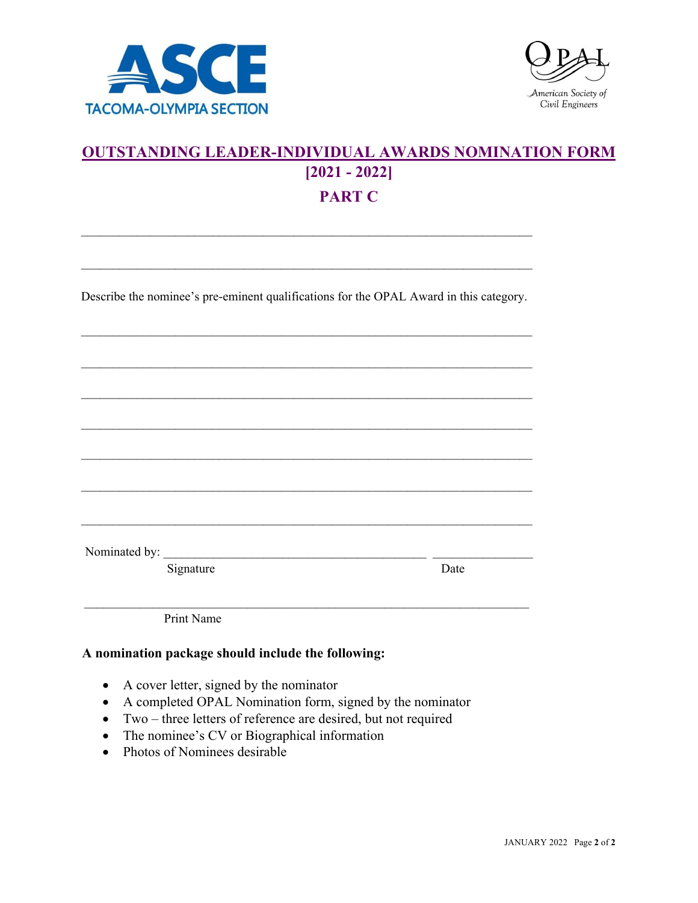ASCE TACOMA-OLYMPIA SECTION

OPAL American Society of Civil Engineers

# OUTSTANDING LEADER-INDIVIDUAL AWARDS NOMINATION FORM [2021 - 2022]

## PART C

_______________________________________________________________________

_______________________________________________________________________

Describe the nominee's pre-eminent qualifications for the OPAL Award in this category.

_______________________________________________________________________

_______________________________________________________________________

_______________________________________________________________________

_______________________________________________________________________

_______________________________________________________________________

_______________________________________________________________________

_______________________________________________________________________

Nominated by: ________________________________________ _______________
Signature Date

_______________________________________________________________________
Print Name

**A nomination package should include the following:**

- A cover letter, signed by the nominator
- A completed OPAL Nomination form, signed by the nominator
- Two – three letters of reference are desired, but not required
- The nominee's CV or Biographical information
- Photos of Nominees desirable

JANUARY 2022